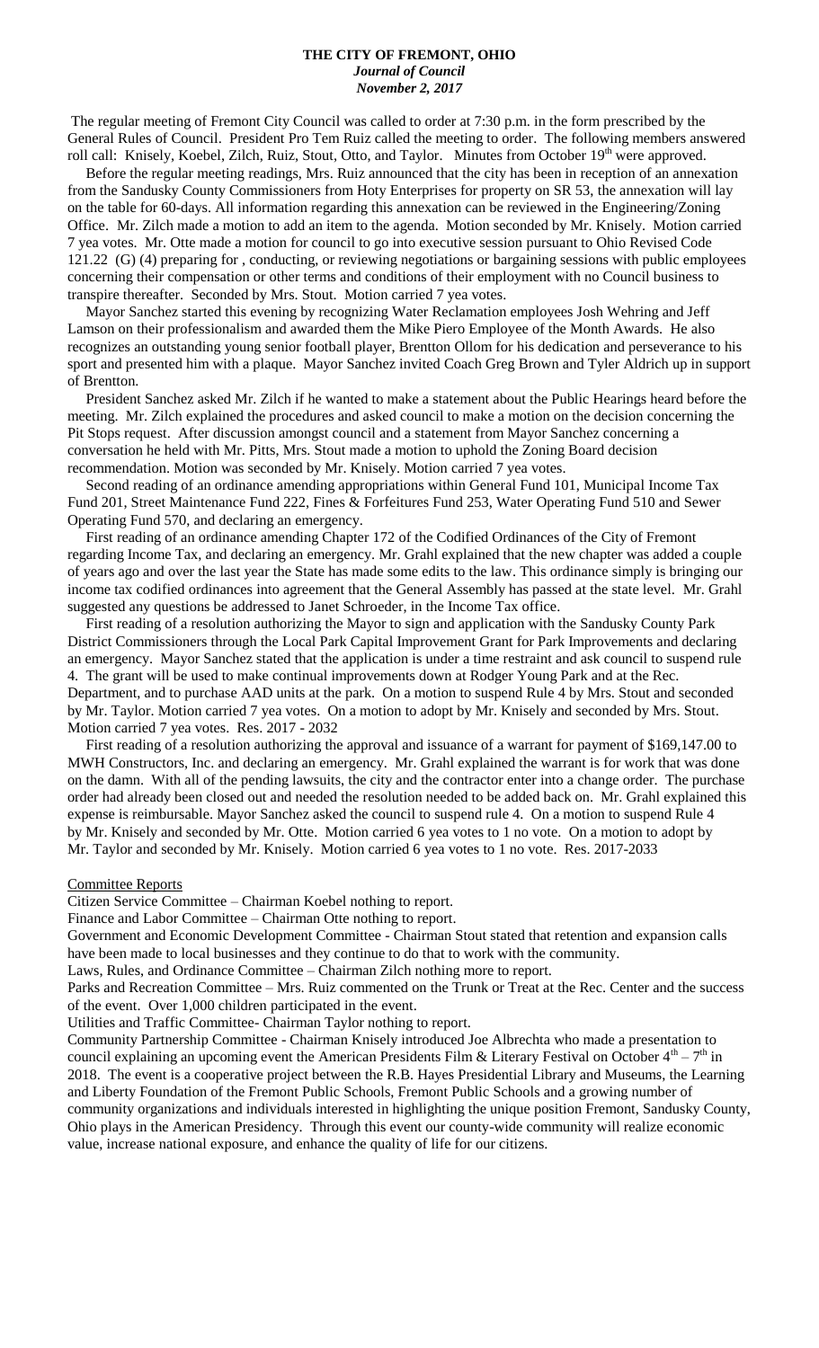# THE CITY OF FREMONT, OHIO
*Journal of Council*
*November 2, 2017*

The regular meeting of Fremont City Council was called to order at 7:30 p.m. in the form prescribed by the General Rules of Council. President Pro Tem Ruiz called the meeting to order. The following members answered roll call: Knisely, Koebel, Zilch, Ruiz, Stout, Otto, and Taylor. Minutes from October 19th were approved.

Before the regular meeting readings, Mrs. Ruiz announced that the city has been in reception of an annexation from the Sandusky County Commissioners from Hoty Enterprises for property on SR 53, the annexation will lay on the table for 60-days. All information regarding this annexation can be reviewed in the Engineering/Zoning Office. Mr. Zilch made a motion to add an item to the agenda. Motion seconded by Mr. Knisely. Motion carried 7 yea votes. Mr. Otte made a motion for council to go into executive session pursuant to Ohio Revised Code 121.22 (G) (4) preparing for , conducting, or reviewing negotiations or bargaining sessions with public employees concerning their compensation or other terms and conditions of their employment with no Council business to transpire thereafter. Seconded by Mrs. Stout. Motion carried 7 yea votes.

Mayor Sanchez started this evening by recognizing Water Reclamation employees Josh Wehring and Jeff Lamson on their professionalism and awarded them the Mike Piero Employee of the Month Awards. He also recognizes an outstanding young senior football player, Brentton Ollom for his dedication and perseverance to his sport and presented him with a plaque. Mayor Sanchez invited Coach Greg Brown and Tyler Aldrich up in support of Brentton.

President Sanchez asked Mr. Zilch if he wanted to make a statement about the Public Hearings heard before the meeting. Mr. Zilch explained the procedures and asked council to make a motion on the decision concerning the Pit Stops request. After discussion amongst council and a statement from Mayor Sanchez concerning a conversation he held with Mr. Pitts, Mrs. Stout made a motion to uphold the Zoning Board decision recommendation. Motion was seconded by Mr. Knisely. Motion carried 7 yea votes.

Second reading of an ordinance amending appropriations within General Fund 101, Municipal Income Tax Fund 201, Street Maintenance Fund 222, Fines & Forfeitures Fund 253, Water Operating Fund 510 and Sewer Operating Fund 570, and declaring an emergency.

First reading of an ordinance amending Chapter 172 of the Codified Ordinances of the City of Fremont regarding Income Tax, and declaring an emergency. Mr. Grahl explained that the new chapter was added a couple of years ago and over the last year the State has made some edits to the law. This ordinance simply is bringing our income tax codified ordinances into agreement that the General Assembly has passed at the state level. Mr. Grahl suggested any questions be addressed to Janet Schroeder, in the Income Tax office.

First reading of a resolution authorizing the Mayor to sign and application with the Sandusky County Park District Commissioners through the Local Park Capital Improvement Grant for Park Improvements and declaring an emergency. Mayor Sanchez stated that the application is under a time restraint and ask council to suspend rule 4. The grant will be used to make continual improvements down at Rodger Young Park and at the Rec. Department, and to purchase AAD units at the park. On a motion to suspend Rule 4 by Mrs. Stout and seconded by Mr. Taylor. Motion carried 7 yea votes. On a motion to adopt by Mr. Knisely and seconded by Mrs. Stout. Motion carried 7 yea votes. Res. 2017 - 2032

First reading of a resolution authorizing the approval and issuance of a warrant for payment of $169,147.00 to MWH Constructors, Inc. and declaring an emergency. Mr. Grahl explained the warrant is for work that was done on the damn. With all of the pending lawsuits, the city and the contractor enter into a change order. The purchase order had already been closed out and needed the resolution needed to be added back on. Mr. Grahl explained this expense is reimbursable. Mayor Sanchez asked the council to suspend rule 4. On a motion to suspend Rule 4 by Mr. Knisely and seconded by Mr. Otte. Motion carried 6 yea votes to 1 no vote. On a motion to adopt by Mr. Taylor and seconded by Mr. Knisely. Motion carried 6 yea votes to 1 no vote. Res. 2017-2033

Committee Reports

Citizen Service Committee – Chairman Koebel nothing to report.

Finance and Labor Committee – Chairman Otte nothing to report.

Government and Economic Development Committee - Chairman Stout stated that retention and expansion calls have been made to local businesses and they continue to do that to work with the community.

Laws, Rules, and Ordinance Committee – Chairman Zilch nothing more to report.

Parks and Recreation Committee – Mrs. Ruiz commented on the Trunk or Treat at the Rec. Center and the success of the event. Over 1,000 children participated in the event.

Utilities and Traffic Committee- Chairman Taylor nothing to report.

Community Partnership Committee - Chairman Knisely introduced Joe Albrechta who made a presentation to council explaining an upcoming event the American Presidents Film & Literary Festival on October 4th – 7th in 2018. The event is a cooperative project between the R.B. Hayes Presidential Library and Museums, the Learning and Liberty Foundation of the Fremont Public Schools, Fremont Public Schools and a growing number of community organizations and individuals interested in highlighting the unique position Fremont, Sandusky County, Ohio plays in the American Presidency. Through this event our county-wide community will realize economic value, increase national exposure, and enhance the quality of life for our citizens.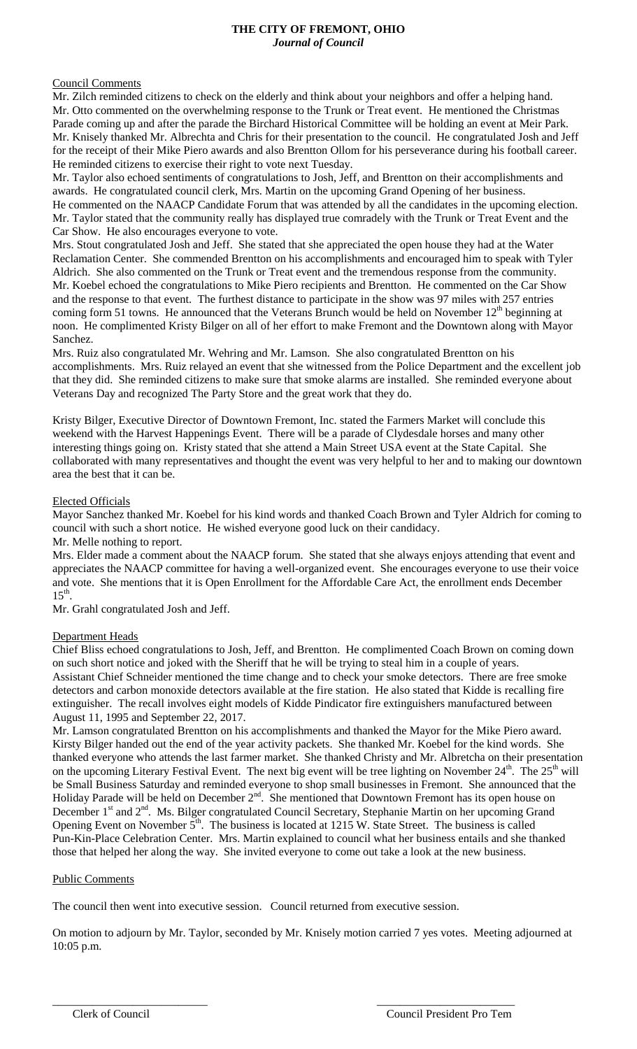**THE CITY OF FREMONT, OHIO**
***Journal of Council***

Council Comments

Mr. Zilch reminded citizens to check on the elderly and think about your neighbors and offer a helping hand. Mr. Otto commented on the overwhelming response to the Trunk or Treat event. He mentioned the Christmas Parade coming up and after the parade the Birchard Historical Committee will be holding an event at Meir Park. Mr. Knisely thanked Mr. Albrechta and Chris for their presentation to the council. He congratulated Josh and Jeff for the receipt of their Mike Piero awards and also Brentton Ollom for his perseverance during his football career. He reminded citizens to exercise their right to vote next Tuesday.

Mr. Taylor also echoed sentiments of congratulations to Josh, Jeff, and Brentton on their accomplishments and awards. He congratulated council clerk, Mrs. Martin on the upcoming Grand Opening of her business. He commented on the NAACP Candidate Forum that was attended by all the candidates in the upcoming election. Mr. Taylor stated that the community really has displayed true comradely with the Trunk or Treat Event and the Car Show. He also encourages everyone to vote.

Mrs. Stout congratulated Josh and Jeff. She stated that she appreciated the open house they had at the Water Reclamation Center. She commended Brentton on his accomplishments and encouraged him to speak with Tyler Aldrich. She also commented on the Trunk or Treat event and the tremendous response from the community. Mr. Koebel echoed the congratulations to Mike Piero recipients and Brentton. He commented on the Car Show and the response to that event. The furthest distance to participate in the show was 97 miles with 257 entries coming form 51 towns. He announced that the Veterans Brunch would be held on November 12th beginning at noon. He complimented Kristy Bilger on all of her effort to make Fremont and the Downtown along with Mayor Sanchez.

Mrs. Ruiz also congratulated Mr. Wehring and Mr. Lamson. She also congratulated Brentton on his accomplishments. Mrs. Ruiz relayed an event that she witnessed from the Police Department and the excellent job that they did. She reminded citizens to make sure that smoke alarms are installed. She reminded everyone about Veterans Day and recognized The Party Store and the great work that they do.

Kristy Bilger, Executive Director of Downtown Fremont, Inc. stated the Farmers Market will conclude this weekend with the Harvest Happenings Event. There will be a parade of Clydesdale horses and many other interesting things going on. Kristy stated that she attend a Main Street USA event at the State Capital. She collaborated with many representatives and thought the event was very helpful to her and to making our downtown area the best that it can be.

Elected Officials

Mayor Sanchez thanked Mr. Koebel for his kind words and thanked Coach Brown and Tyler Aldrich for coming to council with such a short notice. He wished everyone good luck on their candidacy.

Mr. Melle nothing to report.

Mrs. Elder made a comment about the NAACP forum. She stated that she always enjoys attending that event and appreciates the NAACP committee for having a well-organized event. She encourages everyone to use their voice and vote. She mentions that it is Open Enrollment for the Affordable Care Act, the enrollment ends December 15th.

Mr. Grahl congratulated Josh and Jeff.

Department Heads

Chief Bliss echoed congratulations to Josh, Jeff, and Brentton. He complimented Coach Brown on coming down on such short notice and joked with the Sheriff that he will be trying to steal him in a couple of years.

Assistant Chief Schneider mentioned the time change and to check your smoke detectors. There are free smoke detectors and carbon monoxide detectors available at the fire station. He also stated that Kidde is recalling fire extinguisher. The recall involves eight models of Kidde Pindicator fire extinguishers manufactured between August 11, 1995 and September 22, 2017.

Mr. Lamson congratulated Brentton on his accomplishments and thanked the Mayor for the Mike Piero award. Kirsty Bilger handed out the end of the year activity packets. She thanked Mr. Koebel for the kind words. She thanked everyone who attends the last farmer market. She thanked Christy and Mr. Albretcha on their presentation on the upcoming Literary Festival Event. The next big event will be tree lighting on November 24th. The 25th will be Small Business Saturday and reminded everyone to shop small businesses in Fremont. She announced that the Holiday Parade will be held on December 2nd. She mentioned that Downtown Fremont has its open house on December 1st and 2nd. Ms. Bilger congratulated Council Secretary, Stephanie Martin on her upcoming Grand Opening Event on November 5th. The business is located at 1215 W. State Street. The business is called Pun-Kin-Place Celebration Center. Mrs. Martin explained to council what her business entails and she thanked those that helped her along the way. She invited everyone to come out take a look at the new business.

Public Comments

The council then went into executive session. Council returned from executive session.

On motion to adjourn by Mr. Taylor, seconded by Mr. Knisely motion carried 7 yes votes. Meeting adjourned at 10:05 p.m.

\_\_\_\_\_\_\_\_\_\_\_\_\_\_\_\_\_\_\_\_\_\_\_\_\_\_\_\_ Clerk of Council

\_\_\_\_\_\_\_\_\_\_\_\_\_\_\_\_\_\_\_\_\_\_\_\_\_\_\_\_ Council President Pro Tem